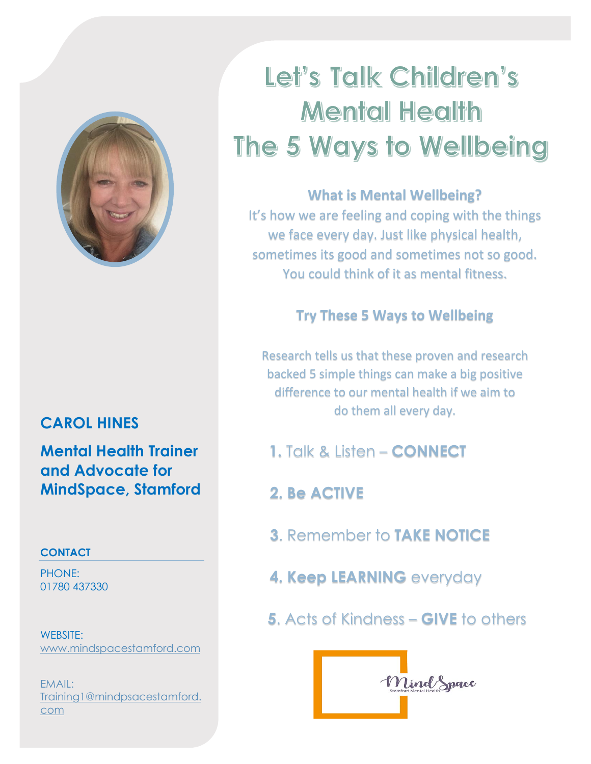# Let's Talk Children's Mental Health
# The 5 Ways to Wellbeing

### What is Mental Wellbeing?

It's how we are feeling and coping with the things we face every day. Just like physical health, sometimes its good and sometimes not so good. You could think of it as mental fitness.

### Try These 5 Ways to Wellbeing

Research tells us that these proven and research backed 5 simple things can make a big positive difference to our mental health if we aim to do them all every day.

1. Talk & Listen – **CONNECT**
2. **Be ACTIVE**
3. Remember to **TAKE NOTICE**
4. **Keep LEARNING** everyday
5. Acts of Kindness – **GIVE** to others

MindSpace
Stamford Mental Health

## CAROL HINES

### Mental Health Trainer and Advocate for MindSpace, Stamford

**CONTACT**

PHONE:
01780 437330

WEBSITE:
www.mindspacestamford.com

EMAIL:
Training1@mindpsacestamford.com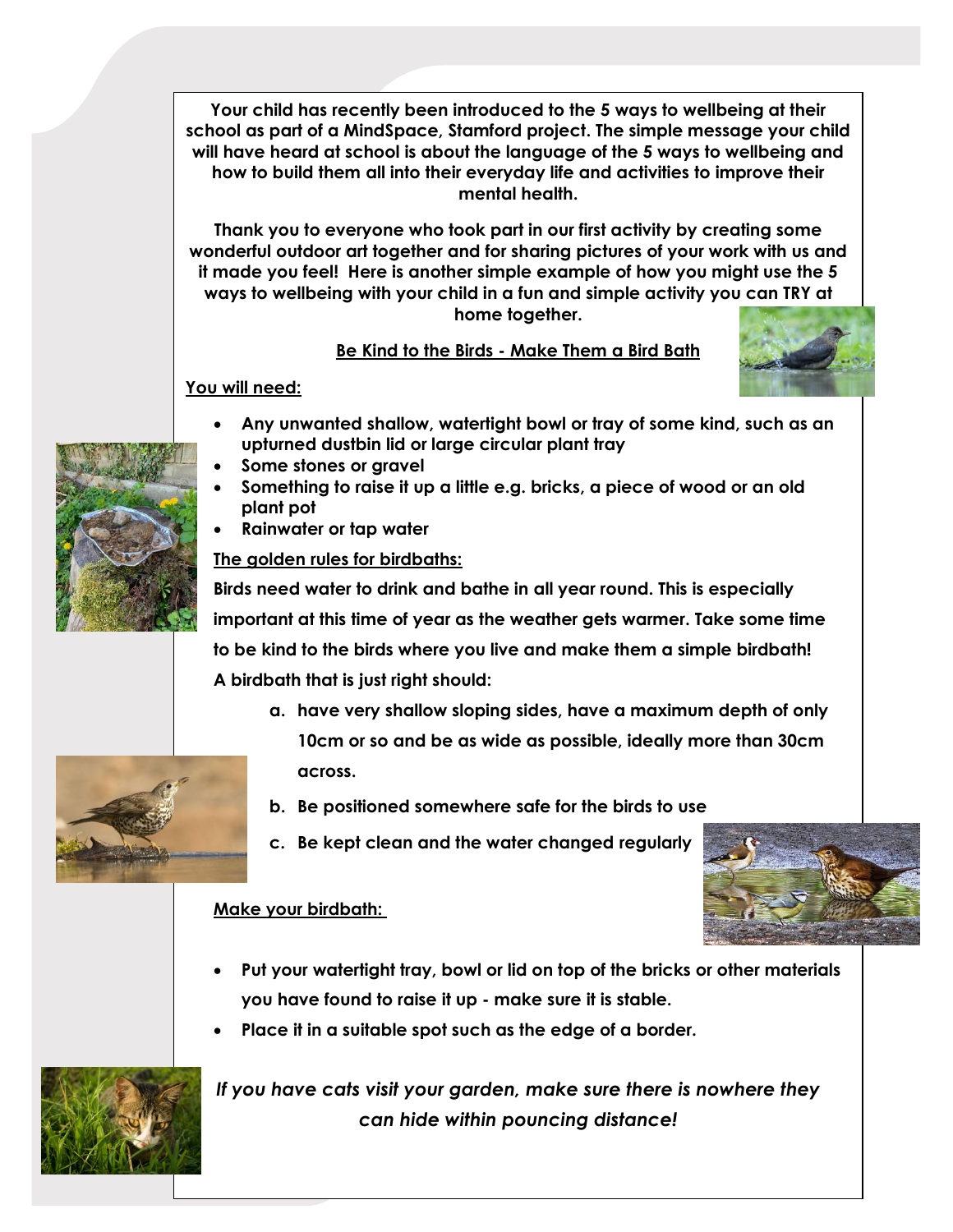**Your child has recently been introduced to the 5 ways to wellbeing at their school as part of a MindSpace, Stamford project. The simple message your child will have heard at school is about the language of the 5 ways to wellbeing and how to build them all into their everyday life and activities to improve their mental health.**

**Thank you to everyone who took part in our first activity by creating some wonderful outdoor art together and for sharing pictures of your work with us and it made you feel! Here is another simple example of how you might use the 5 ways to wellbeing with your child in a fun and simple activity you can TRY at home together.**

## Be Kind to the Birds - Make Them a Bird Bath

### You will need:

- **Any unwanted shallow, watertight bowl or tray of some kind, such as an upturned dustbin lid or large circular plant tray**
- **Some stones or gravel**
- **Something to raise it up a little e.g. bricks, a piece of wood or an old plant pot**
- **Rainwater or tap water**

### The golden rules for birdbaths:

**Birds need water to drink and bathe in all year round. This is especially important at this time of year as the weather gets warmer. Take some time to be kind to the birds where you live and make them a simple birdbath!**

**A birdbath that is just right should:**

a. **have very shallow sloping sides, have a maximum depth of only 10cm or so and be as wide as possible, ideally more than 30cm across.**
b. **Be positioned somewhere safe for the birds to use**
c. **Be kept clean and the water changed regularly**

### Make your birdbath:

- **Put your watertight tray, bowl or lid on top of the bricks or other materials you have found to raise it up - make sure it is stable.**
- **Place it in a suitable spot such as the edge of a border.**

***If you have cats visit your garden, make sure there is nowhere they can hide within pouncing distance!***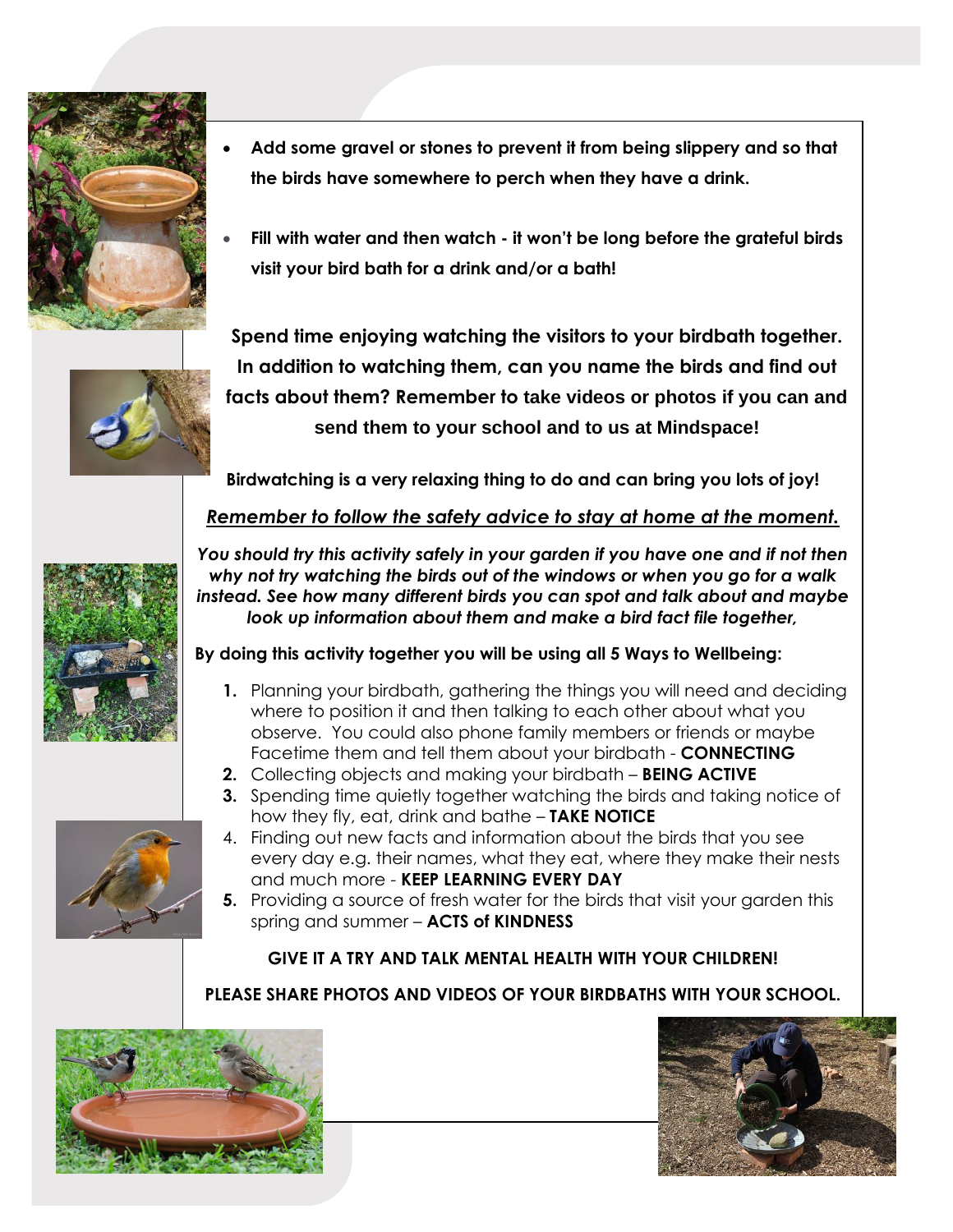- **Add some gravel or stones to prevent it from being slippery and so that the birds have somewhere to perch when they have a drink.**
- **Fill with water and then watch - it won't be long before the grateful birds visit your bird bath for a drink and/or a bath!**

**Spend time enjoying watching the visitors to your birdbath together. In addition to watching them, can you name the birds and find out facts about them? Remember to take videos or photos if you can and send them to your school and to us at Mindspace!**

**Birdwatching is a very relaxing thing to do and can bring you lots of joy!**

***<u>Remember to follow the safety advice to stay at home at the moment.</u>***

***You should try this activity safely in your garden if you have one and if not then why not try watching the birds out of the windows or when you go for a walk instead. See how many different birds you can spot and talk about and maybe look up information about them and make a bird fact file together,***

**By doing this activity together you will be using all 5 Ways to Wellbeing:**

1. Planning your birdbath, gathering the things you will need and deciding where to position it and then talking to each other about what you observe. You could also phone family members or friends or maybe Facetime them and tell them about your birdbath - **CONNECTING**
2. Collecting objects and making your birdbath – **BEING ACTIVE**
3. Spending time quietly together watching the birds and taking notice of how they fly, eat, drink and bathe – **TAKE NOTICE**
4. Finding out new facts and information about the birds that you see every day e.g. their names, what they eat, where they make their nests and much more - **KEEP LEARNING EVERY DAY**
5. Providing a source of fresh water for the birds that visit your garden this spring and summer – **ACTS of KINDNESS**

**GIVE IT A TRY AND TALK MENTAL HEALTH WITH YOUR CHILDREN!**

**PLEASE SHARE PHOTOS AND VIDEOS OF YOUR BIRDBATHS WITH YOUR SCHOOL.**